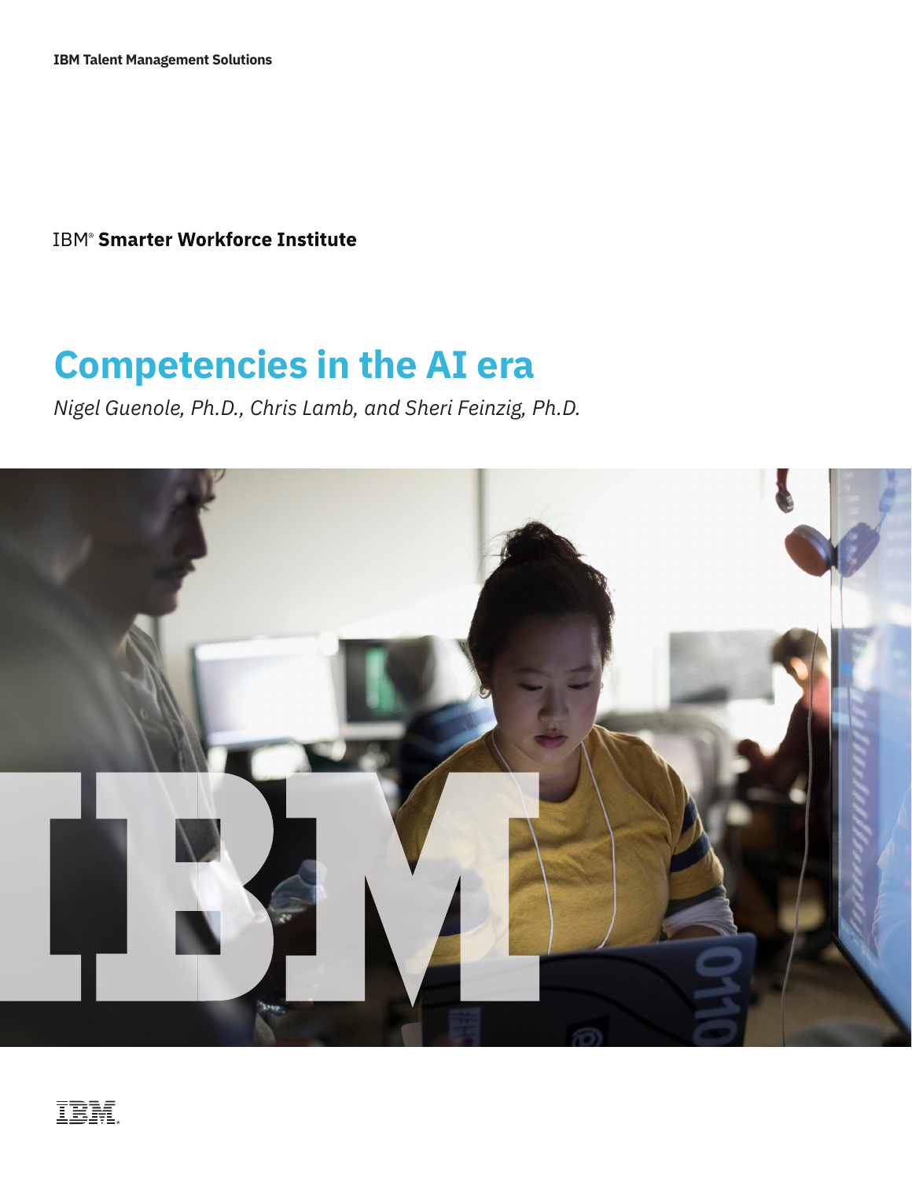IBM Talent Management Solutions

IBM® **Smarter Workforce Institute**

# Competencies in the AI era

*Nigel Guenole, Ph.D., Chris Lamb, and Sheri Feinzig, Ph.D.*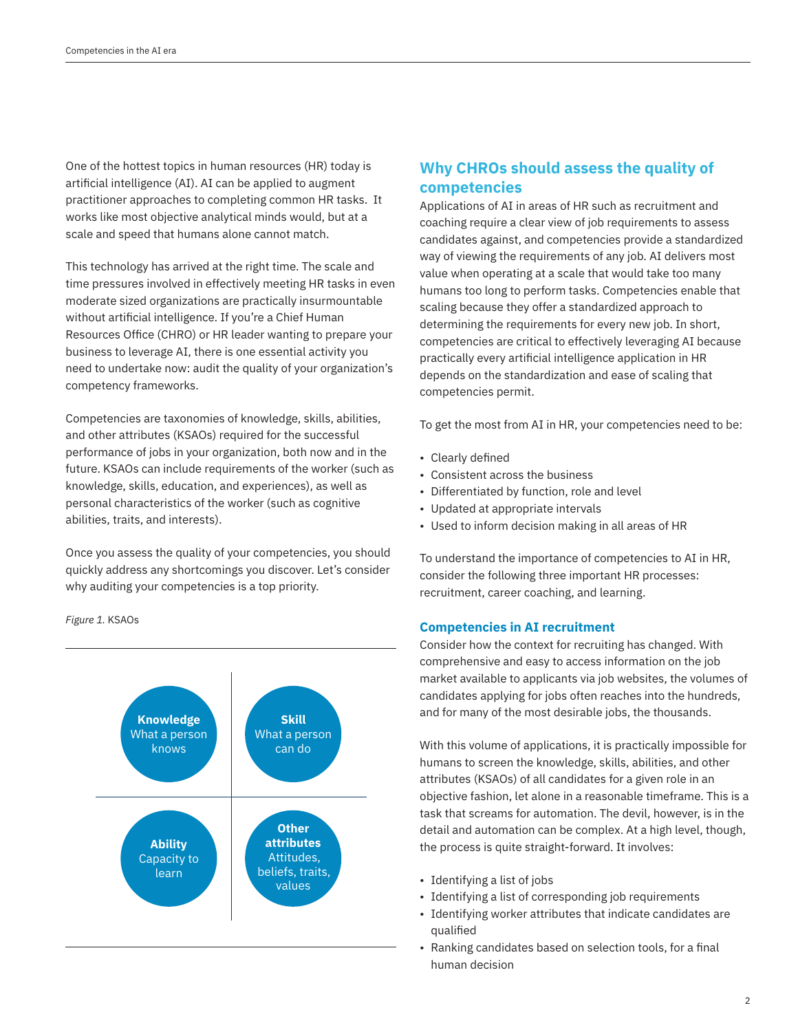One of the hottest topics in human resources (HR) today is artificial intelligence (AI). AI can be applied to augment practitioner approaches to completing common HR tasks. It works like most objective analytical minds would, but at a scale and speed that humans alone cannot match.

This technology has arrived at the right time. The scale and time pressures involved in effectively meeting HR tasks in even moderate sized organizations are practically insurmountable without artificial intelligence. If you're a Chief Human Resources Office (CHRO) or HR leader wanting to prepare your business to leverage AI, there is one essential activity you need to undertake now: audit the quality of your organization's competency frameworks.

Competencies are taxonomies of knowledge, skills, abilities, and other attributes (KSAOs) required for the successful performance of jobs in your organization, both now and in the future. KSAOs can include requirements of the worker (such as knowledge, skills, education, and experiences), as well as personal characteristics of the worker (such as cognitive abilities, traits, and interests).

Once you assess the quality of your competencies, you should quickly address any shortcomings you discover. Let's consider why auditing your competencies is a top priority.

*Figure 1.* KSAOs

| | |
|---|---|
| **Knowledge** What a person knows | **Skill** What a person can do |
| **Ability** Capacity to learn | **Other attributes** Attitudes, beliefs, traits, values |

## Why CHROs should assess the quality of competencies

Applications of AI in areas of HR such as recruitment and coaching require a clear view of job requirements to assess candidates against, and competencies provide a standardized way of viewing the requirements of any job. AI delivers most value when operating at a scale that would take too many humans too long to perform tasks. Competencies enable that scaling because they offer a standardized approach to determining the requirements for every new job. In short, competencies are critical to effectively leveraging AI because practically every artificial intelligence application in HR depends on the standardization and ease of scaling that competencies permit.

To get the most from AI in HR, your competencies need to be:

- Clearly defined
- Consistent across the business
- Differentiated by function, role and level
- Updated at appropriate intervals
- Used to inform decision making in all areas of HR

To understand the importance of competencies to AI in HR, consider the following three important HR processes: recruitment, career coaching, and learning.

### Competencies in AI recruitment

Consider how the context for recruiting has changed. With comprehensive and easy to access information on the job market available to applicants via job websites, the volumes of candidates applying for jobs often reaches into the hundreds, and for many of the most desirable jobs, the thousands.

With this volume of applications, it is practically impossible for humans to screen the knowledge, skills, abilities, and other attributes (KSAOs) of all candidates for a given role in an objective fashion, let alone in a reasonable timeframe. This is a task that screams for automation. The devil, however, is in the detail and automation can be complex. At a high level, though, the process is quite straight-forward. It involves:

- Identifying a list of jobs
- Identifying a list of corresponding job requirements
- Identifying worker attributes that indicate candidates are qualified
- Ranking candidates based on selection tools, for a final human decision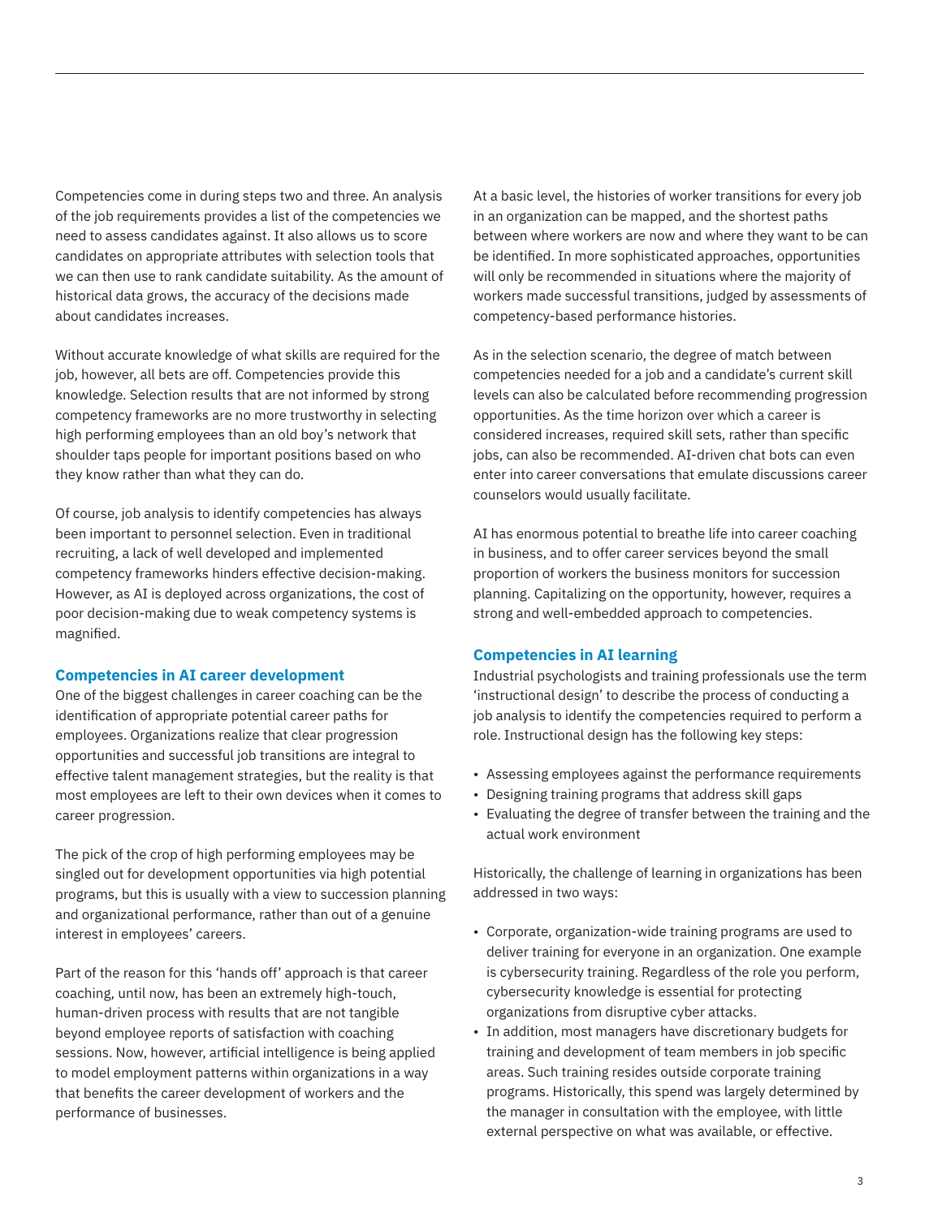Competencies come in during steps two and three. An analysis of the job requirements provides a list of the competencies we need to assess candidates against. It also allows us to score candidates on appropriate attributes with selection tools that we can then use to rank candidate suitability. As the amount of historical data grows, the accuracy of the decisions made about candidates increases.

Without accurate knowledge of what skills are required for the job, however, all bets are off. Competencies provide this knowledge. Selection results that are not informed by strong competency frameworks are no more trustworthy in selecting high performing employees than an old boy's network that shoulder taps people for important positions based on who they know rather than what they can do.

Of course, job analysis to identify competencies has always been important to personnel selection. Even in traditional recruiting, a lack of well developed and implemented competency frameworks hinders effective decision-making. However, as AI is deployed across organizations, the cost of poor decision-making due to weak competency systems is magnified.

### Competencies in AI career development

One of the biggest challenges in career coaching can be the identification of appropriate potential career paths for employees. Organizations realize that clear progression opportunities and successful job transitions are integral to effective talent management strategies, but the reality is that most employees are left to their own devices when it comes to career progression.

The pick of the crop of high performing employees may be singled out for development opportunities via high potential programs, but this is usually with a view to succession planning and organizational performance, rather than out of a genuine interest in employees' careers.

Part of the reason for this 'hands off' approach is that career coaching, until now, has been an extremely high-touch, human-driven process with results that are not tangible beyond employee reports of satisfaction with coaching sessions. Now, however, artificial intelligence is being applied to model employment patterns within organizations in a way that benefits the career development of workers and the performance of businesses.

At a basic level, the histories of worker transitions for every job in an organization can be mapped, and the shortest paths between where workers are now and where they want to be can be identified. In more sophisticated approaches, opportunities will only be recommended in situations where the majority of workers made successful transitions, judged by assessments of competency-based performance histories.

As in the selection scenario, the degree of match between competencies needed for a job and a candidate's current skill levels can also be calculated before recommending progression opportunities. As the time horizon over which a career is considered increases, required skill sets, rather than specific jobs, can also be recommended. AI-driven chat bots can even enter into career conversations that emulate discussions career counselors would usually facilitate.

AI has enormous potential to breathe life into career coaching in business, and to offer career services beyond the small proportion of workers the business monitors for succession planning. Capitalizing on the opportunity, however, requires a strong and well-embedded approach to competences.

### Competencies in AI learning

Industrial psychologists and training professionals use the term 'instructional design' to describe the process of conducting a job analysis to identify the competencies required to perform a role. Instructional design has the following key steps:

- Assessing employees against the performance requirements
- Designing training programs that address skill gaps
- Evaluating the degree of transfer between the training and the actual work environment

Historically, the challenge of learning in organizations has been addressed in two ways:

- Corporate, organization-wide training programs are used to deliver training for everyone in an organization. One example is cybersecurity training. Regardless of the role you perform, cybersecurity knowledge is essential for protecting organizations from disruptive cyber attacks.
- In addition, most managers have discretionary budgets for training and development of team members in job specific areas. Such training resides outside corporate training programs. Historically, this spend was largely determined by the manager in consultation with the employee, with little external perspective on what was available, or effective.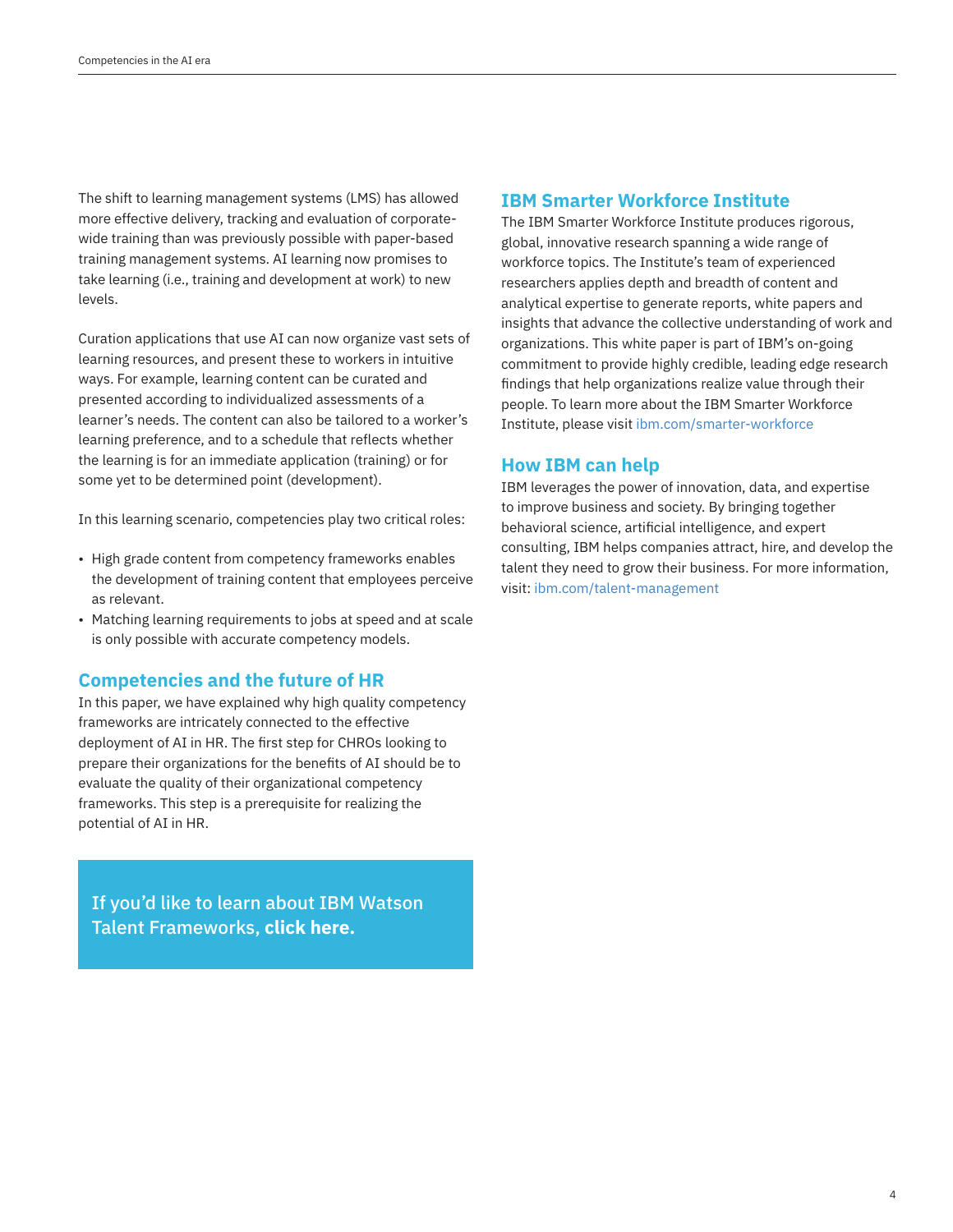The shift to learning management systems (LMS) has allowed more effective delivery, tracking and evaluation of corporate-wide training than was previously possible with paper-based training management systems. AI learning now promises to take learning (i.e., training and development at work) to new levels.

Curation applications that use AI can now organize vast sets of learning resources, and present these to workers in intuitive ways. For example, learning content can be curated and presented according to individualized assessments of a learner's needs. The content can also be tailored to a worker's learning preference, and to a schedule that reflects whether the learning is for an immediate application (training) or for some yet to be determined point (development).

In this learning scenario, competencies play two critical roles:

- High grade content from competency frameworks enables the development of training content that employees perceive as relevant.
- Matching learning requirements to jobs at speed and at scale is only possible with accurate competency models.

## Competencies and the future of HR

In this paper, we have explained why high quality competency frameworks are intricately connected to the effective deployment of AI in HR. The first step for CHROs looking to prepare their organizations for the benefits of AI should be to evaluate the quality of their organizational competency frameworks. This step is a prerequisite for realizing the potential of AI in HR.

If you'd like to learn about IBM Watson Talent Frameworks, **click here.**

## IBM Smarter Workforce Institute

The IBM Smarter Workforce Institute produces rigorous, global, innovative research spanning a wide range of workforce topics. The Institute's team of experienced researchers applies depth and breadth of content and analytical expertise to generate reports, white papers and insights that advance the collective understanding of work and organizations. This white paper is part of IBM's on-going commitment to provide highly credible, leading edge research findings that help organizations realize value through their people. To learn more about the IBM Smarter Workforce Institute, please visit ibm.com/smarter-workforce

## How IBM can help

IBM leverages the power of innovation, data, and expertise to improve business and society. By bringing together behavioral science, artificial intelligence, and expert consulting, IBM helps companies attract, hire, and develop the talent they need to grow their business. For more information, visit: ibm.com/talent-management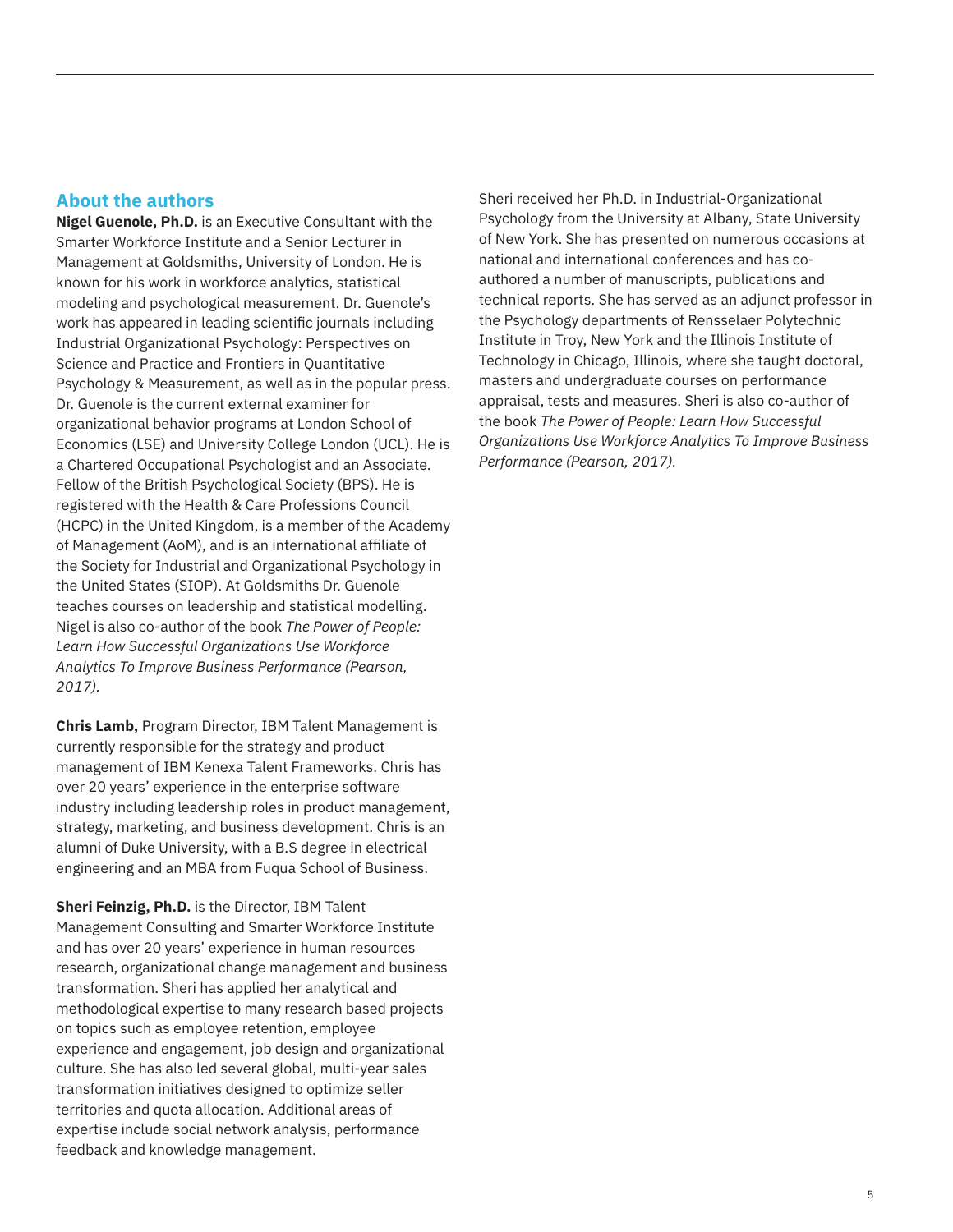## About the authors

**Nigel Guenole, Ph.D.** is an Executive Consultant with the Smarter Workforce Institute and a Senior Lecturer in Management at Goldsmiths, University of London. He is known for his work in workforce analytics, statistical modeling and psychological measurement. Dr. Guenole's work has appeared in leading scientific journals including Industrial Organizational Psychology: Perspectives on Science and Practice and Frontiers in Quantitative Psychology & Measurement, as well as in the popular press. Dr. Guenole is the current external examiner for organizational behavior programs at London School of Economics (LSE) and University College London (UCL). He is a Chartered Occupational Psychologist and an Associate. Fellow of the British Psychological Society (BPS). He is registered with the Health & Care Professions Council (HCPC) in the United Kingdom, is a member of the Academy of Management (AoM), and is an international affiliate of the Society for Industrial and Organizational Psychology in the United States (SIOP). At Goldsmiths Dr. Guenole teaches courses on leadership and statistical modelling. Nigel is also co-author of the book *The Power of People: Learn How Successful Organizations Use Workforce Analytics To Improve Business Performance (Pearson, 2017).*

**Chris Lamb,** Program Director, IBM Talent Management is currently responsible for the strategy and product management of IBM Kenexa Talent Frameworks. Chris has over 20 years' experience in the enterprise software industry including leadership roles in product management, strategy, marketing, and business development. Chris is an alumni of Duke University, with a B.S degree in electrical engineering and an MBA from Fuqua School of Business.

**Sheri Feinzig, Ph.D.** is the Director, IBM Talent Management Consulting and Smarter Workforce Institute and has over 20 years' experience in human resources research, organizational change management and business transformation. Sheri has applied her analytical and methodological expertise to many research based projects on topics such as employee retention, employee experience and engagement, job design and organizational culture. She has also led several global, multi-year sales transformation initiatives designed to optimize seller territories and quota allocation. Additional areas of expertise include social network analysis, performance feedback and knowledge management.

Sheri received her Ph.D. in Industrial-Organizational Psychology from the University at Albany, State University of New York. She has presented on numerous occasions at national and international conferences and has co-authored a number of manuscripts, publications and technical reports. She has served as an adjunct professor in the Psychology departments of Rensselaer Polytechnic Institute in Troy, New York and the Illinois Institute of Technology in Chicago, Illinois, where she taught doctoral, masters and undergraduate courses on performance appraisal, tests and measures. Sheri is also co-author of the book *The Power of People: Learn How Successful Organizations Use Workforce Analytics To Improve Business Performance (Pearson, 2017).*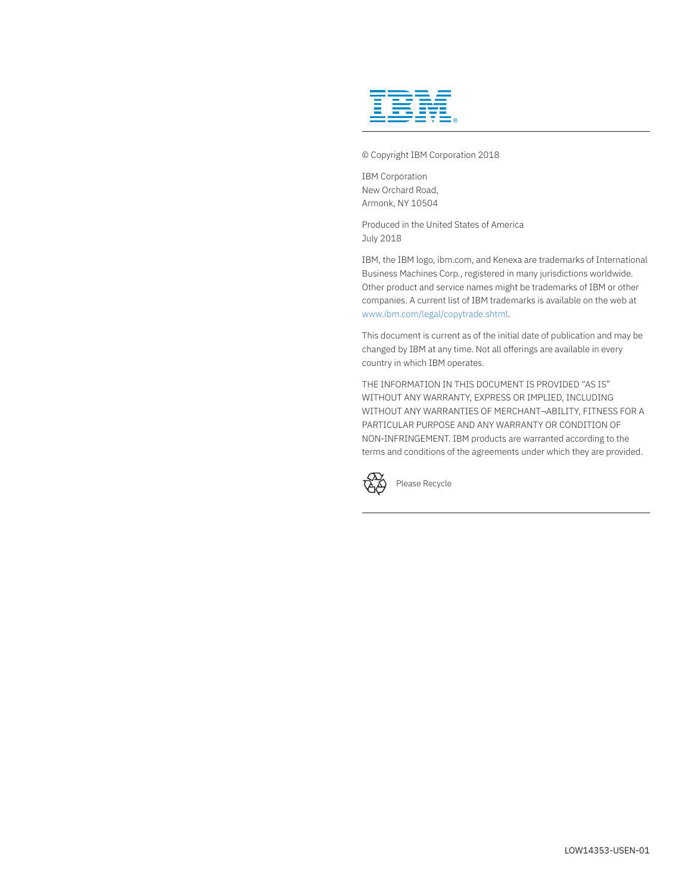© Copyright IBM Corporation 2018

IBM Corporation
New Orchard Road,
Armonk, NY 10504

Produced in the United States of America
July 2018

IBM, the IBM logo, ibm.com, and Kenexa are trademarks of International Business Machines Corp., registered in many jurisdictions worldwide. Other product and service names might be trademarks of IBM or other companies. A current list of IBM trademarks is available on the web at www.ibm.com/legal/copytrade.shtml.

This document is current as of the initial date of publication and may be changed by IBM at any time. Not all offerings are available in every country in which IBM operates.

THE INFORMATION IN THIS DOCUMENT IS PROVIDED "AS IS" WITHOUT ANY WARRANTY, EXPRESS OR IMPLIED, INCLUDING WITHOUT ANY WARRANTIES OF MERCHANT¬ABILITY, FITNESS FOR A PARTICULAR PURPOSE AND ANY WARRANTY OR CONDITION OF NON-INFRINGEMENT. IBM products are warranted according to the terms and conditions of the agreements under which they are provided.

Please Recycle

LOW14353-USEN-01